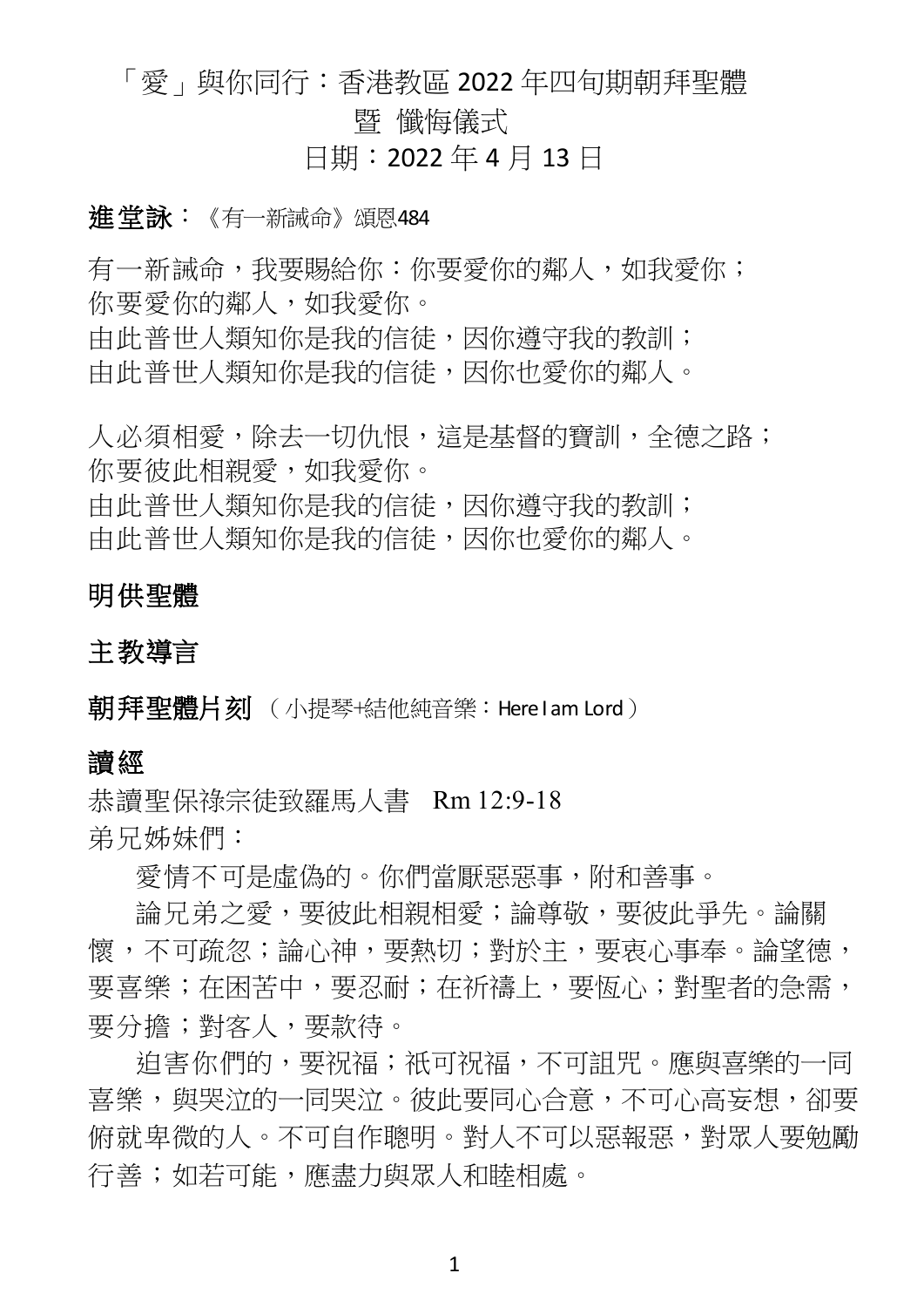# 「愛」與你同行：香港教區 2022 年四旬期朝拜聖體
# 暨 懺悔儀式
# 日期：2022 年 4 月 13 日

**進堂詠**：《有一新誡命》頌恩484

有一新誡命，我要賜給你：你要愛你的鄰人，如我愛你；
你要愛你的鄰人，如我愛你。
由此普世人類知你是我的信徒，因你遵守我的教訓；
由此普世人類知你是我的信徒，因你也愛你的鄰人。

人必須相愛，除去一切仇恨，這是基督的寶訓，全德之路；
你要彼此相親愛，如我愛你。
由此普世人類知你是我的信徒，因你遵守我的教訓；
由此普世人類知你是我的信徒，因你也愛你的鄰人。

## 明供聖體

## 主教導言

**朝拜聖體片刻**（小提琴+結他純音樂：Here I am Lord）

## 讀經

恭讀聖保祿宗徒致羅馬人書　Rm 12:9-18
弟兄姊妹們：

愛情不可是虛偽的。你們當厭惡惡事，附和善事。

論兄弟之愛，要彼此相親相愛；論尊敬，要彼此爭先。論關懷，不可疏忽；論心神，要熱切；對於主，要衷心事奉。論望德，要喜樂；在困苦中，要忍耐；在祈禱上，要恆心；對聖者的急需，要分擔；對客人，要款待。

迫害你們的，要祝福；祇可祝福，不可詛咒。應與喜樂的一同喜樂，與哭泣的一同哭泣。彼此要同心合意，不可心高妄想，卻要俯就卑微的人。不可自作聰明。對人不可以惡報惡，對眾人要勉勵行善；如若可能，應盡力與眾人和睦相處。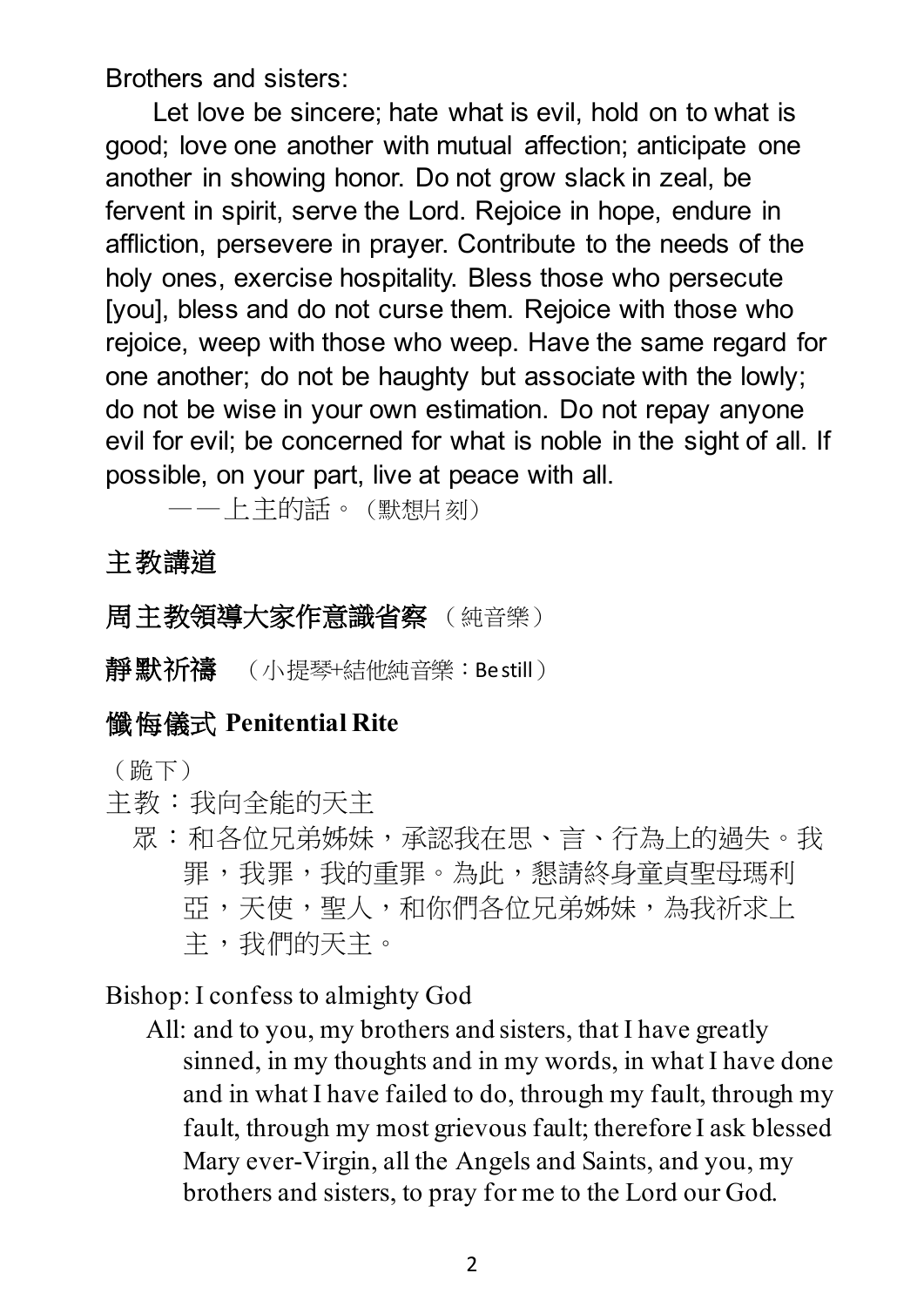Brothers and sisters:

Let love be sincere; hate what is evil, hold on to what is good; love one another with mutual affection; anticipate one another in showing honor. Do not grow slack in zeal, be fervent in spirit, serve the Lord. Rejoice in hope, endure in affliction, persevere in prayer. Contribute to the needs of the holy ones, exercise hospitality. Bless those who persecute [you], bless and do not curse them. Rejoice with those who rejoice, weep with those who weep. Have the same regard for one another; do not be haughty but associate with the lowly; do not be wise in your own estimation. Do not repay anyone evil for evil; be concerned for what is noble in the sight of all. If possible, on your part, live at peace with all.

——上主的話。（默想片刻）

**主教講道**

**周主教領導大家作意識省察** （純音樂）

**靜默祈禱** （小提琴+結他純音樂：Be still）

## 懺悔儀式 Penitential Rite

（跪下）

主教：我向全能的天主

眾：和各位兄弟姊妹，承認我在思、言、行為上的過失。我罪，我罪，我的重罪。為此，懇請終身童貞聖母瑪利亞，天使，聖人，和你們各位兄弟姊妹，為我祈求上主，我們的天主。

Bishop: I confess to almighty God

All: and to you, my brothers and sisters, that I have greatly sinned, in my thoughts and in my words, in what I have done and in what I have failed to do, through my fault, through my fault, through my most grievous fault; therefore I ask blessed Mary ever-Virgin, all the Angels and Saints, and you, my brothers and sisters, to pray for me to the Lord our God.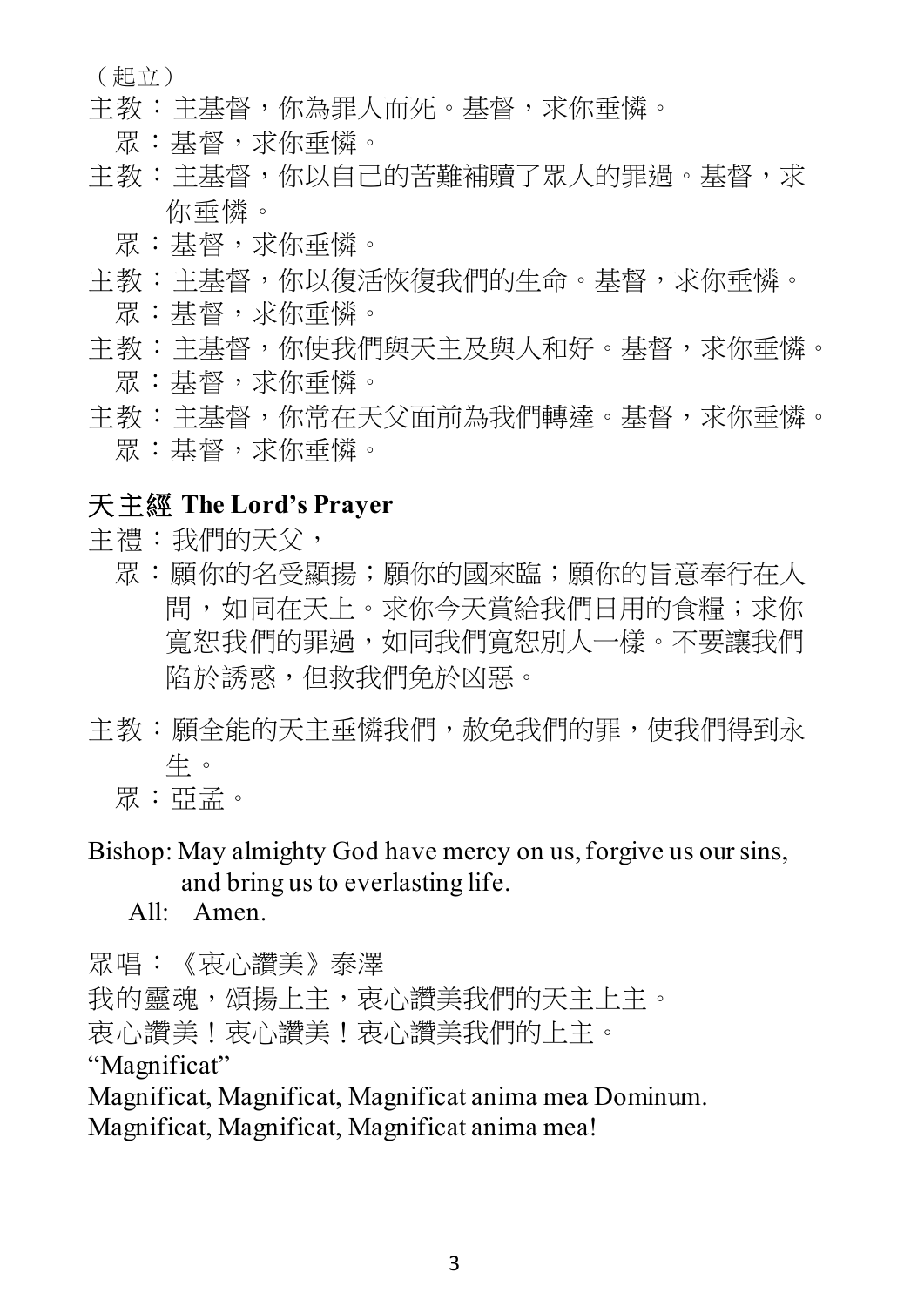（起立）

主教：主基督，你為罪人而死。基督，求你垂憐。
　眾：基督，求你垂憐。

主教：主基督，你以自己的苦難補贖了眾人的罪過。基督，求你垂憐。
　眾：基督，求你垂憐。

主教：主基督，你以復活恢復我們的生命。基督，求你垂憐。
　眾：基督，求你垂憐。

主教：主基督，你使我們與天主及與人和好。基督，求你垂憐。
　眾：基督，求你垂憐。

主教：主基督，你常在天父面前為我們轉達。基督，求你垂憐。
　眾：基督，求你垂憐。

## 天主經 The Lord's Prayer

主禮：我們的天父，
　眾：願你的名受顯揚；願你的國來臨；願你的旨意奉行在人間，如同在天上。求你今天賞給我們日用的食糧；求你寬恕我們的罪過，如同我們寬恕別人一樣。不要讓我們陷於誘惑，但救我們免於凶惡。

主教：願全能的天主垂憐我們，赦免我們的罪，使我們得到永生。
　眾：亞孟。

Bishop: May almighty God have mercy on us, forgive us our sins, and bring us to everlasting life.
　All:　Amen.

眾唱：《衷心讚美》泰澤

我的靈魂，頌揚上主，衷心讚美我們的天主上主。
衷心讚美！衷心讚美！衷心讚美我們的上主。

"Magnificat"

Magnificat, Magnificat, Magnificat anima mea Dominum.
Magnificat, Magnificat, Magnificat anima mea!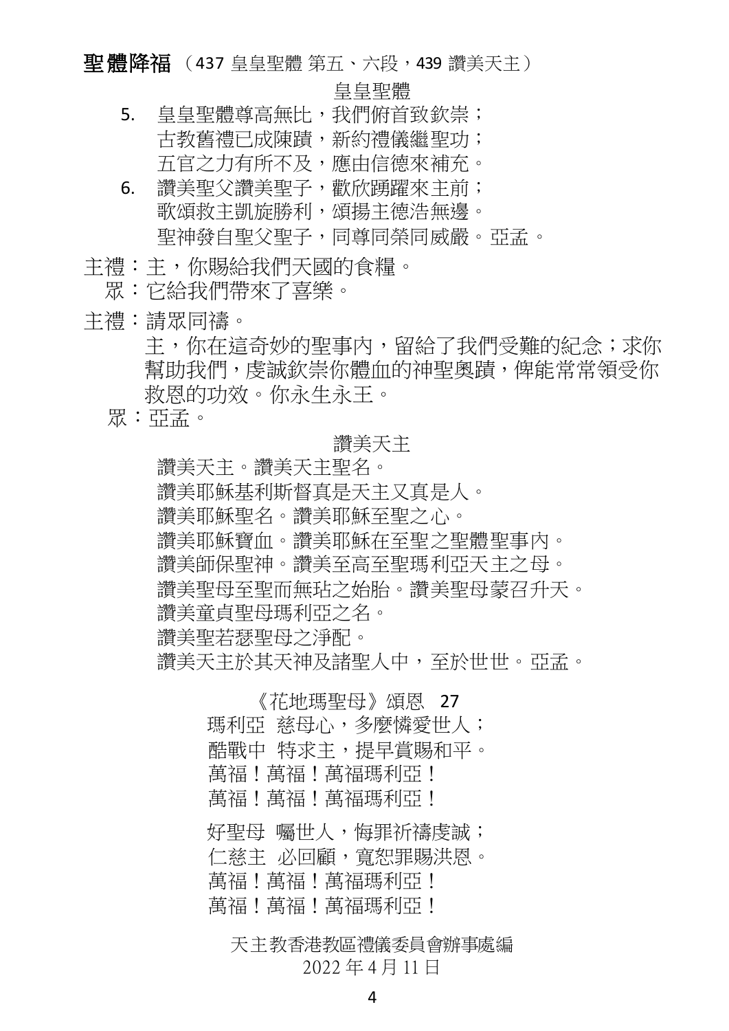**聖體降福**（437 皇皇聖體 第五、六段，439 讚美天主）

皇皇聖體

5. 皇皇聖體尊高無比，我們俯首致欽崇；
   古教舊禮已成陳蹟，新約禮儀繼聖功；
   五官之力有所不及，應由信德來補充。
6. 讚美聖父讚美聖子，歡欣踴躍來主前；
   歌頌救主凱旋勝利，頌揚主德浩無邊。
   聖神發自聖父聖子，同尊同榮同威嚴。亞孟。

主禮：主，你賜給我們天國的食糧。
　眾：它給我們帶來了喜樂。

主禮：請眾同禱。
　主，你在這奇妙的聖事內，留給了我們受難的紀念；求你幫助我們，虔誠欽崇你體血的神聖奧蹟，俾能常常領受你救恩的功效。你永生永王。
　眾：亞孟。

讚美天主

讚美天主。讚美天主聖名。
讚美耶穌基利斯督真是天主又真是人。
讚美耶穌聖名。讚美耶穌至聖之心。
讚美耶穌寶血。讚美耶穌在至聖之聖體聖事內。
讚美師保聖神。讚美至高至聖瑪利亞天主之母。
讚美聖母至聖而無玷之始胎。讚美聖母蒙召升天。
讚美童貞聖母瑪利亞之名。
讚美聖若瑟聖母之淨配。
讚美天主於其天神及諸聖人中，至於世世。亞孟。

《花地瑪聖母》頌恩 27

瑪利亞 慈母心，多麼憐愛世人；
酷戰中 特求主，提早賞賜和平。
萬福！萬福！萬福瑪利亞！
萬福！萬福！萬福瑪利亞！

好聖母 囑世人，悔罪祈禱虔誠；
仁慈主 必回顧，寬恕罪賜洪恩。
萬福！萬福！萬福瑪利亞！
萬福！萬福！萬福瑪利亞！

天主教香港教區禮儀委員會辦事處編
2022 年 4 月 11 日